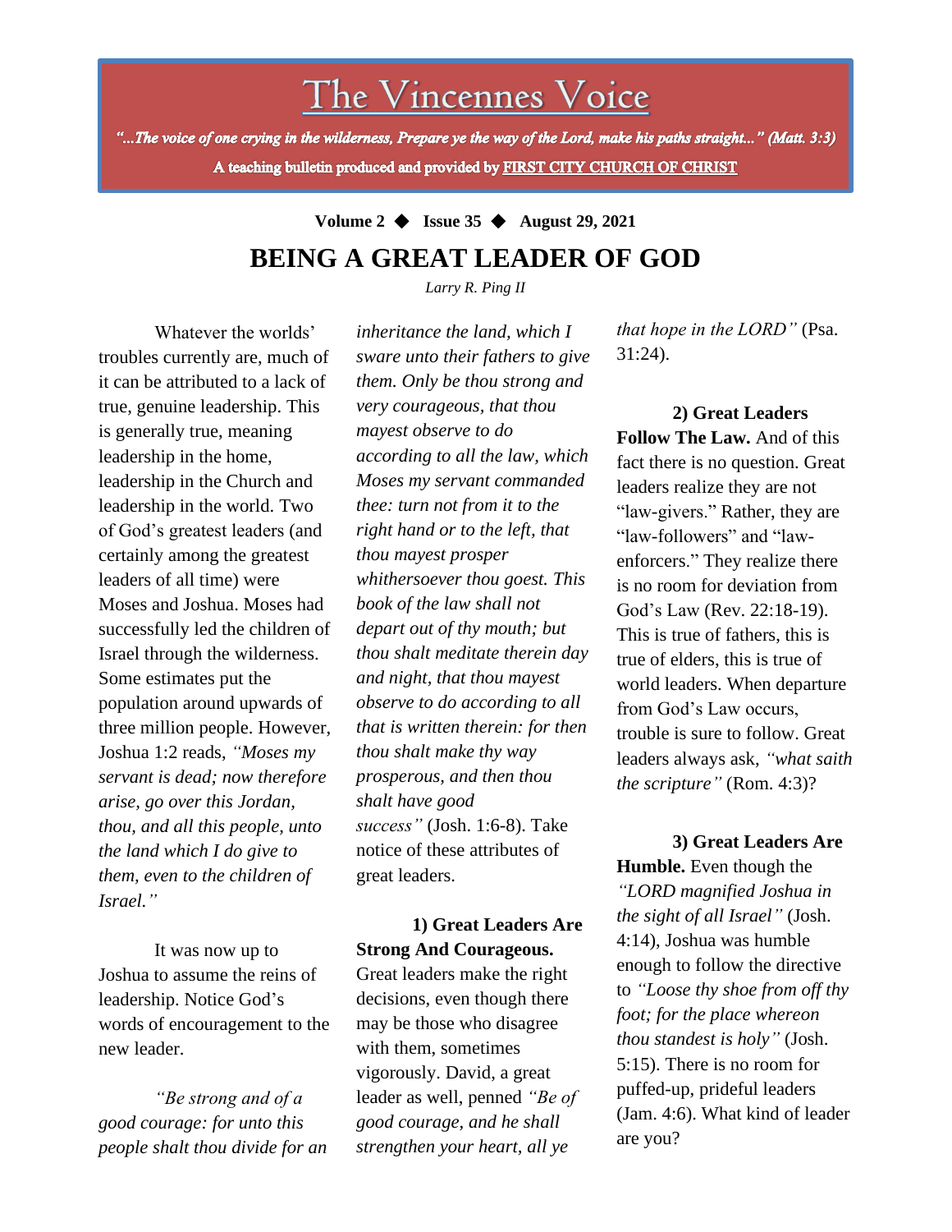# The Vincennes Voice

*"...The voice of one crying in the wilderness, Prepare ye the way of the Lord, make his paths straight..." (Matt. 3:3)*

**A teaching bulletin produced and provided by FIRST CITY CHURCH OF CHRIST**

**Volume 2 ◆ Issue 35 ◆ August 29, 2021**

## BEING A GREAT LEADER OF GOD

*Larry R. Ping II*

Whatever the worlds' troubles currently are, much of it can be attributed to a lack of true, genuine leadership. This is generally true, meaning leadership in the home, leadership in the Church and leadership in the world. Two of God's greatest leaders (and certainly among the greatest leaders of all time) were Moses and Joshua. Moses had successfully led the children of Israel through the wilderness. Some estimates put the population around upwards of three million people. However, Joshua 1:2 reads, *"Moses my servant is dead; now therefore arise, go over this Jordan, thou, and all this people, unto the land which I do give to them, even to the children of Israel."*

It was now up to Joshua to assume the reins of leadership. Notice God's words of encouragement to the new leader.

*"Be strong and of a good courage: for unto this people shalt thou divide for an inheritance the land, which I sware unto their fathers to give them. Only be thou strong and very courageous, that thou mayest observe to do according to all the law, which Moses my servant commanded thee: turn not from it to the right hand or to the left, that thou mayest prosper whithersoever thou goest. This book of the law shall not depart out of thy mouth; but thou shalt meditate therein day and night, that thou mayest observe to do according to all that is written therein: for then thou shalt make thy way prosperous, and then thou shalt have good success"* (Josh. 1:6-8). Take notice of these attributes of great leaders.

**1) Great Leaders Are Strong And Courageous.** Great leaders make the right decisions, even though there may be those who disagree with them, sometimes vigorously. David, a great leader as well, penned *"Be of good courage, and he shall strengthen your heart, all ye that hope in the LORD"* (Psa. 31:24).

**2) Great Leaders Follow The Law.** And of this fact there is no question. Great leaders realize they are not "law-givers." Rather, they are "law-followers" and "law-enforcers." They realize there is no room for deviation from God's Law (Rev. 22:18-19). This is true of fathers, this is true of elders, this is true of world leaders. When departure from God's Law occurs, trouble is sure to follow. Great leaders always ask, *"what saith the scripture"* (Rom. 4:3)?

**3) Great Leaders Are Humble.** Even though the *"LORD magnified Joshua in the sight of all Israel"* (Josh. 4:14), Joshua was humble enough to follow the directive to *"Loose thy shoe from off thy foot; for the place whereon thou standest is holy"* (Josh. 5:15). There is no room for puffed-up, prideful leaders (Jam. 4:6). What kind of leader are you?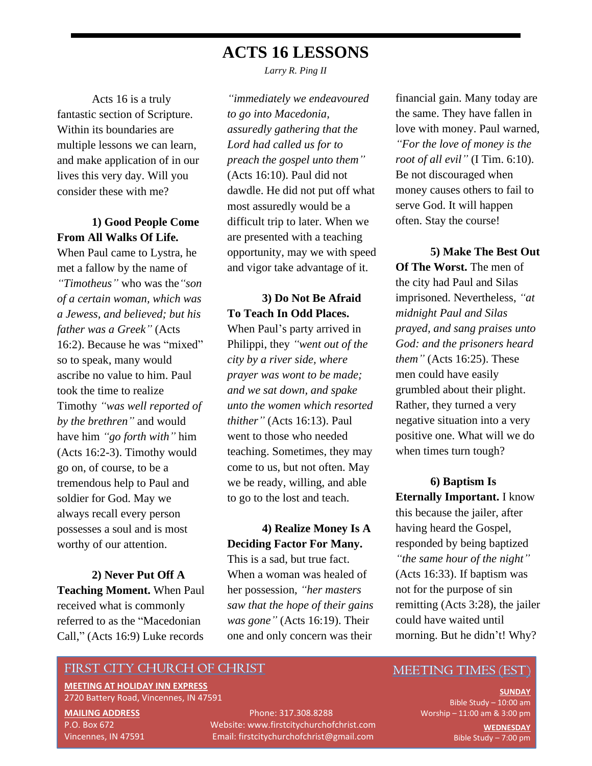# ACTS 16 LESSONS

*Larry R. Ping II*

Acts 16 is a truly fantastic section of Scripture. Within its boundaries are multiple lessons we can learn, and make application of in our lives this very day. Will you consider these with me?

**1) Good People Come From All Walks Of Life.** When Paul came to Lystra, he met a fallow by the name of *"Timotheus"* who was the *"son of a certain woman, which was a Jewess, and believed; but his father was a Greek"* (Acts 16:2). Because he was "mixed" so to speak, many would ascribe no value to him. Paul took the time to realize Timothy *"was well reported of by the brethren"* and would have him *"go forth with"* him (Acts 16:2-3). Timothy would go on, of course, to be a tremendous help to Paul and soldier for God. May we always recall every person possesses a soul and is most worthy of our attention.

**2) Never Put Off A Teaching Moment.** When Paul received what is commonly referred to as the "Macedonian Call," (Acts 16:9) Luke records *"immediately we endeavoured to go into Macedonia, assuredly gathering that the Lord had called us for to preach the gospel unto them"* (Acts 16:10). Paul did not dawdle. He did not put off what most assuredly would be a difficult trip to later. When we are presented with a teaching opportunity, may we with speed and vigor take advantage of it.

**3) Do Not Be Afraid To Teach In Odd Places.** When Paul's party arrived in Philippi, they *"went out of the city by a river side, where prayer was wont to be made; and we sat down, and spake unto the women which resorted thither"* (Acts 16:13). Paul went to those who needed teaching. Sometimes, they may come to us, but not often. May we be ready, willing, and able to go to the lost and teach.

**4) Realize Money Is A Deciding Factor For Many.** This is a sad, but true fact. When a woman was healed of her possession, *"her masters saw that the hope of their gains was gone"* (Acts 16:19). Their one and only concern was their financial gain. Many today are the same. They have fallen in love with money. Paul warned, *"For the love of money is the root of all evil"* (I Tim. 6:10). Be not discouraged when money causes others to fail to serve God. It will happen often. Stay the course!

**5) Make The Best Out Of The Worst.** The men of the city had Paul and Silas imprisoned. Nevertheless, *"at midnight Paul and Silas prayed, and sang praises unto God: and the prisoners heard them"* (Acts 16:25). These men could have easily grumbled about their plight. Rather, they turned a very negative situation into a very positive one. What will we do when times turn tough?

**6) Baptism Is Eternally Important.** I know this because the jailer, after having heard the Gospel, responded by being baptized *"the same hour of the night"* (Acts 16:33). If baptism was not for the purpose of sin remitting (Acts 3:28), the jailer could have waited until morning. But he didn't! Why?

---

FIRST CITY CHURCH OF CHRIST

**MEETING AT HOLIDAY INN EXPRESS**
2720 Battery Road, Vincennes, IN 47591

**MAILING ADDRESS**
P.O. Box 672
Vincennes, IN 47591

Phone: 317.308.8288
Website: www.firstcitychurchofchrist.com
Email: firstcitychurchofchrist@gmail.com

MEETING TIMES (EST)

**SUNDAY**
Bible Study – 10:00 am
Worship – 11:00 am & 3:00 pm

**WEDNESDAY**
Bible Study – 7:00 pm